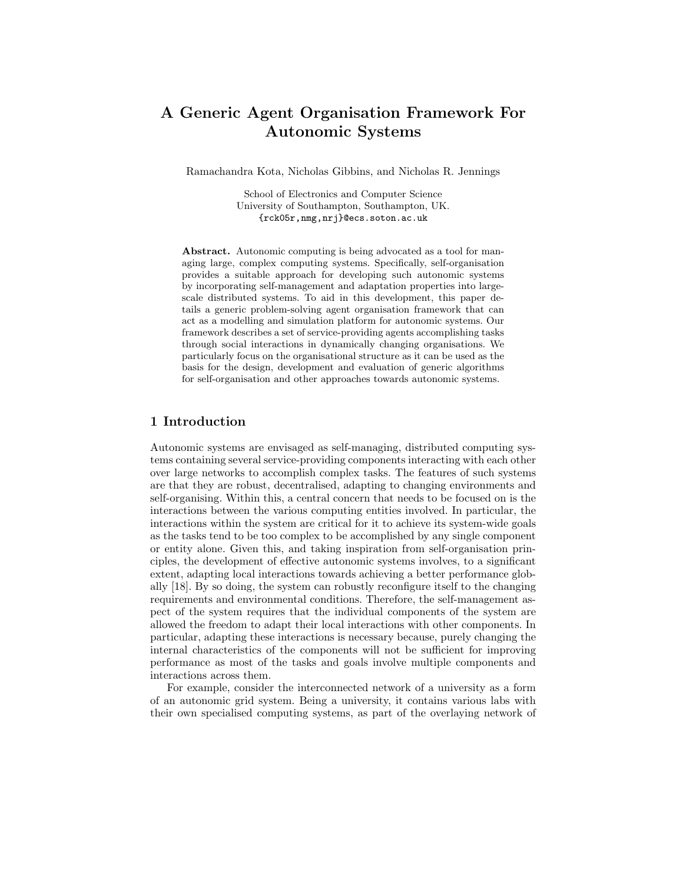# A Generic Agent Organisation Framework For Autonomic Systems

Ramachandra Kota, Nicholas Gibbins, and Nicholas R. Jennings

School of Electronics and Computer Science
University of Southampton, Southampton, UK.
{rck05r,nmg,nrj}@ecs.soton.ac.uk

**Abstract.** Autonomic computing is being advocated as a tool for managing large, complex computing systems. Specifically, self-organisation provides a suitable approach for developing such autonomic systems by incorporating self-management and adaptation properties into large-scale distributed systems. To aid in this development, this paper details a generic problem-solving agent organisation framework that can act as a modelling and simulation platform for autonomic systems. Our framework describes a set of service-providing agents accomplishing tasks through social interactions in dynamically changing organisations. We particularly focus on the organisational structure as it can be used as the basis for the design, development and evaluation of generic algorithms for self-organisation and other approaches towards autonomic systems.

## 1 Introduction

Autonomic systems are envisaged as self-managing, distributed computing systems containing several service-providing components interacting with each other over large networks to accomplish complex tasks. The features of such systems are that they are robust, decentralised, adapting to changing environments and self-organising. Within this, a central concern that needs to be focused on is the interactions between the various computing entities involved. In particular, the interactions within the system are critical for it to achieve its system-wide goals as the tasks tend to be too complex to be accomplished by any single component or entity alone. Given this, and taking inspiration from self-organisation principles, the development of effective autonomic systems involves, to a significant extent, adapting local interactions towards achieving a better performance globally [18]. By so doing, the system can robustly reconfigure itself to the changing requirements and environmental conditions. Therefore, the self-management aspect of the system requires that the individual components of the system are allowed the freedom to adapt their local interactions with other components. In particular, adapting these interactions is necessary because, purely changing the internal characteristics of the components will not be sufficient for improving performance as most of the tasks and goals involve multiple components and interactions across them.

For example, consider the interconnected network of a university as a form of an autonomic grid system. Being a university, it contains various labs with their own specialised computing systems, as part of the overlaying network of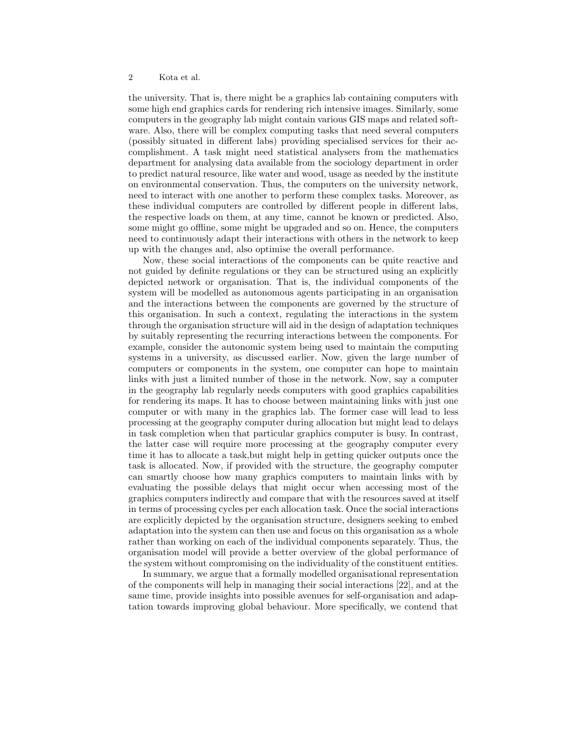the university. That is, there might be a graphics lab containing computers with some high end graphics cards for rendering rich intensive images. Similarly, some computers in the geography lab might contain various GIS maps and related software. Also, there will be complex computing tasks that need several computers (possibly situated in different labs) providing specialised services for their accomplishment. A task might need statistical analysers from the mathematics department for analysing data available from the sociology department in order to predict natural resource, like water and wood, usage as needed by the institute on environmental conservation. Thus, the computers on the university network, need to interact with one another to perform these complex tasks. Moreover, as these individual computers are controlled by different people in different labs, the respective loads on them, at any time, cannot be known or predicted. Also, some might go offline, some might be upgraded and so on. Hence, the computers need to continuously adapt their interactions with others in the network to keep up with the changes and, also optimise the overall performance.

Now, these social interactions of the components can be quite reactive and not guided by definite regulations or they can be structured using an explicitly depicted network or organisation. That is, the individual components of the system will be modelled as autonomous agents participating in an organisation and the interactions between the components are governed by the structure of this organisation. In such a context, regulating the interactions in the system through the organisation structure will aid in the design of adaptation techniques by suitably representing the recurring interactions between the components. For example, consider the autonomic system being used to maintain the computing systems in a university, as discussed earlier. Now, given the large number of computers or components in the system, one computer can hope to maintain links with just a limited number of those in the network. Now, say a computer in the geography lab regularly needs computers with good graphics capabilities for rendering its maps. It has to choose between maintaining links with just one computer or with many in the graphics lab. The former case will lead to less processing at the geography computer during allocation but might lead to delays in task completion when that particular graphics computer is busy. In contrast, the latter case will require more processing at the geography computer every time it has to allocate a task,but might help in getting quicker outputs once the task is allocated. Now, if provided with the structure, the geography computer can smartly choose how many graphics computers to maintain links with by evaluating the possible delays that might occur when accessing most of the graphics computers indirectly and compare that with the resources saved at itself in terms of processing cycles per each allocation task. Once the social interactions are explicitly depicted by the organisation structure, designers seeking to embed adaptation into the system can then use and focus on this organisation as a whole rather than working on each of the individual components separately. Thus, the organisation model will provide a better overview of the global performance of the system without compromising on the individuality of the constituent entities.

In summary, we argue that a formally modelled organisational representation of the components will help in managing their social interactions [22], and at the same time, provide insights into possible avenues for self-organisation and adaptation towards improving global behaviour. More specifically, we contend that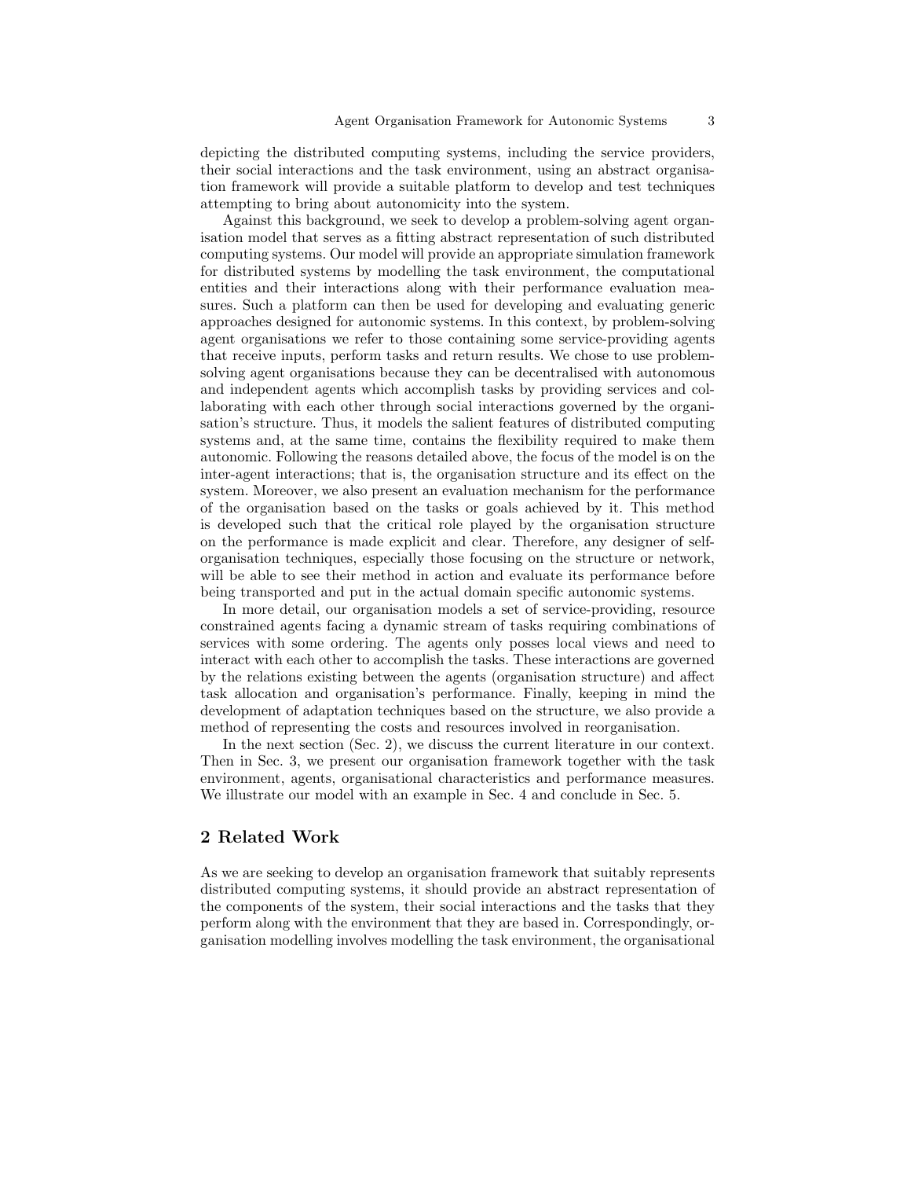depicting the distributed computing systems, including the service providers, their social interactions and the task environment, using an abstract organisation framework will provide a suitable platform to develop and test techniques attempting to bring about autonomicity into the system.

Against this background, we seek to develop a problem-solving agent organisation model that serves as a fitting abstract representation of such distributed computing systems. Our model will provide an appropriate simulation framework for distributed systems by modelling the task environment, the computational entities and their interactions along with their performance evaluation measures. Such a platform can then be used for developing and evaluating generic approaches designed for autonomic systems. In this context, by problem-solving agent organisations we refer to those containing some service-providing agents that receive inputs, perform tasks and return results. We chose to use problem-solving agent organisations because they can be decentralised with autonomous and independent agents which accomplish tasks by providing services and collaborating with each other through social interactions governed by the organisation's structure. Thus, it models the salient features of distributed computing systems and, at the same time, contains the flexibility required to make them autonomic. Following the reasons detailed above, the focus of the model is on the inter-agent interactions; that is, the organisation structure and its effect on the system. Moreover, we also present an evaluation mechanism for the performance of the organisation based on the tasks or goals achieved by it. This method is developed such that the critical role played by the organisation structure on the performance is made explicit and clear. Therefore, any designer of self-organisation techniques, especially those focusing on the structure or network, will be able to see their method in action and evaluate its performance before being transported and put in the actual domain specific autonomic systems.

In more detail, our organisation models a set of service-providing, resource constrained agents facing a dynamic stream of tasks requiring combinations of services with some ordering. The agents only posses local views and need to interact with each other to accomplish the tasks. These interactions are governed by the relations existing between the agents (organisation structure) and affect task allocation and organisation's performance. Finally, keeping in mind the development of adaptation techniques based on the structure, we also provide a method of representing the costs and resources involved in reorganisation.

In the next section (Sec. 2), we discuss the current literature in our context. Then in Sec. 3, we present our organisation framework together with the task environment, agents, organisational characteristics and performance measures. We illustrate our model with an example in Sec. 4 and conclude in Sec. 5.

## 2 Related Work

As we are seeking to develop an organisation framework that suitably represents distributed computing systems, it should provide an abstract representation of the components of the system, their social interactions and the tasks that they perform along with the environment that they are based in. Correspondingly, organisation modelling involves modelling the task environment, the organisational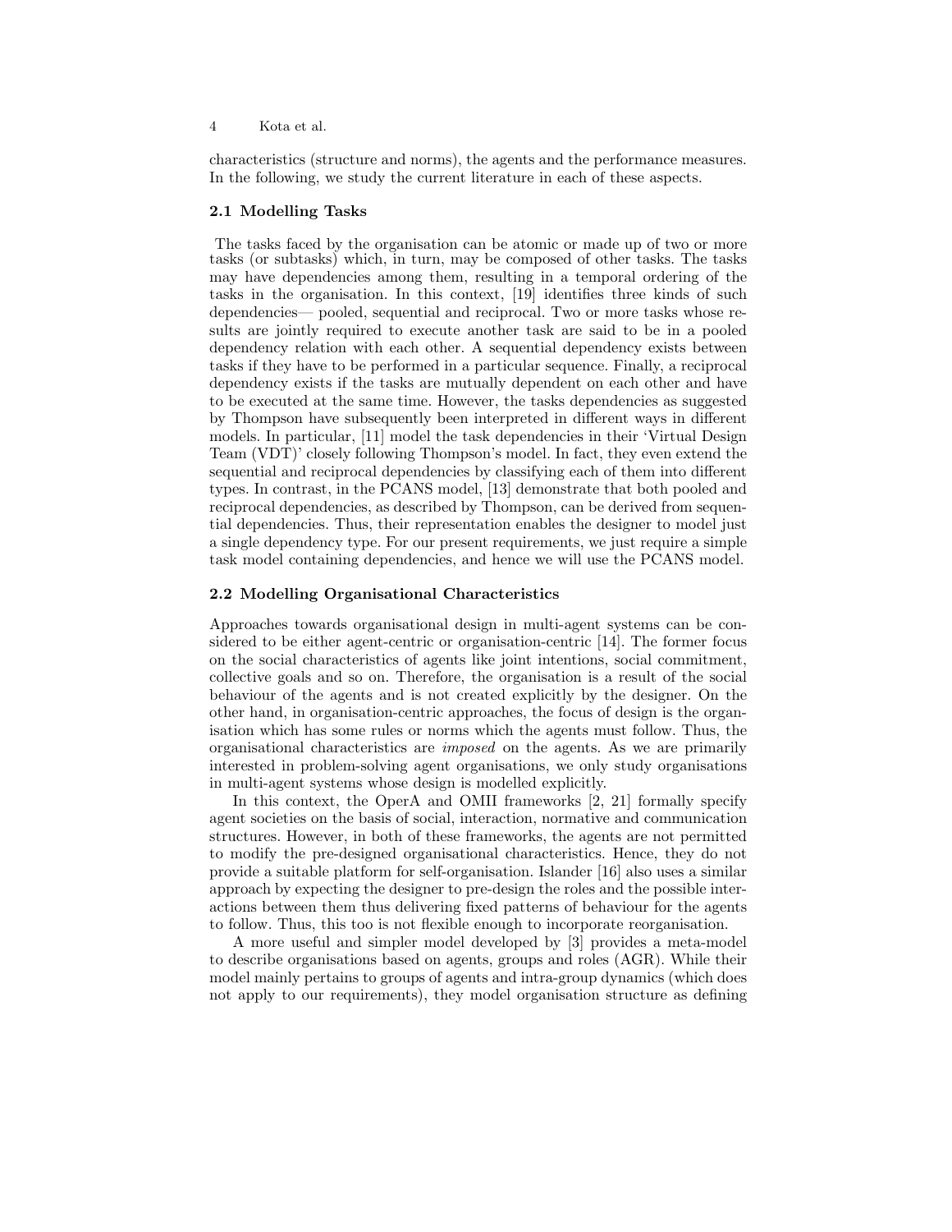characteristics (structure and norms), the agents and the performance measures. In the following, we study the current literature in each of these aspects.

### 2.1 Modelling Tasks

The tasks faced by the organisation can be atomic or made up of two or more tasks (or subtasks) which, in turn, may be composed of other tasks. The tasks may have dependencies among them, resulting in a temporal ordering of the tasks in the organisation. In this context, [19] identifies three kinds of such dependencies— pooled, sequential and reciprocal. Two or more tasks whose results are jointly required to execute another task are said to be in a pooled dependency relation with each other. A sequential dependency exists between tasks if they have to be performed in a particular sequence. Finally, a reciprocal dependency exists if the tasks are mutually dependent on each other and have to be executed at the same time. However, the tasks dependencies as suggested by Thompson have subsequently been interpreted in different ways in different models. In particular, [11] model the task dependencies in their 'Virtual Design Team (VDT)' closely following Thompson's model. In fact, they even extend the sequential and reciprocal dependencies by classifying each of them into different types. In contrast, in the PCANS model, [13] demonstrate that both pooled and reciprocal dependencies, as described by Thompson, can be derived from sequential dependencies. Thus, their representation enables the designer to model just a single dependency type. For our present requirements, we just require a simple task model containing dependencies, and hence we will use the PCANS model.

### 2.2 Modelling Organisational Characteristics

Approaches towards organisational design in multi-agent systems can be considered to be either agent-centric or organisation-centric [14]. The former focus on the social characteristics of agents like joint intentions, social commitment, collective goals and so on. Therefore, the organisation is a result of the social behaviour of the agents and is not created explicitly by the designer. On the other hand, in organisation-centric approaches, the focus of design is the organisation which has some rules or norms which the agents must follow. Thus, the organisational characteristics are *imposed* on the agents. As we are primarily interested in problem-solving agent organisations, we only study organisations in multi-agent systems whose design is modelled explicitly.

In this context, the OperA and OMII frameworks [2, 21] formally specify agent societies on the basis of social, interaction, normative and communication structures. However, in both of these frameworks, the agents are not permitted to modify the pre-designed organisational characteristics. Hence, they do not provide a suitable platform for self-organisation. Islander [16] also uses a similar approach by expecting the designer to pre-design the roles and the possible interactions between them thus delivering fixed patterns of behaviour for the agents to follow. Thus, this too is not flexible enough to incorporate reorganisation.

A more useful and simpler model developed by [3] provides a meta-model to describe organisations based on agents, groups and roles (AGR). While their model mainly pertains to groups of agents and intra-group dynamics (which does not apply to our requirements), they model organisation structure as defining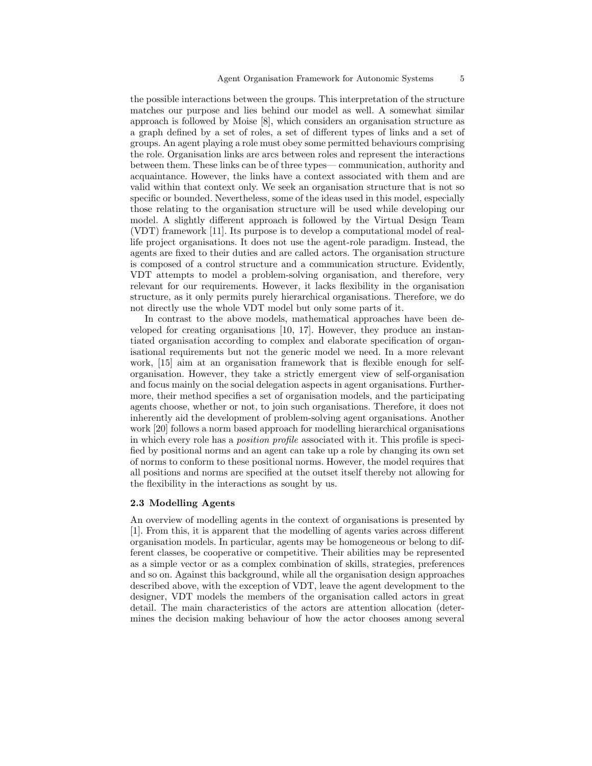the possible interactions between the groups. This interpretation of the structure matches our purpose and lies behind our model as well. A somewhat similar approach is followed by Moise [8], which considers an organisation structure as a graph defined by a set of roles, a set of different types of links and a set of groups. An agent playing a role must obey some permitted behaviours comprising the role. Organisation links are arcs between roles and represent the interactions between them. These links can be of three types— communication, authority and acquaintance. However, the links have a context associated with them and are valid within that context only. We seek an organisation structure that is not so specific or bounded. Nevertheless, some of the ideas used in this model, especially those relating to the organisation structure will be used while developing our model. A slightly different approach is followed by the Virtual Design Team (VDT) framework [11]. Its purpose is to develop a computational model of real-life project organisations. It does not use the agent-role paradigm. Instead, the agents are fixed to their duties and are called actors. The organisation structure is composed of a control structure and a communication structure. Evidently, VDT attempts to model a problem-solving organisation, and therefore, very relevant for our requirements. However, it lacks flexibility in the organisation structure, as it only permits purely hierarchical organisations. Therefore, we do not directly use the whole VDT model but only some parts of it.

In contrast to the above models, mathematical approaches have been developed for creating organisations [10, 17]. However, they produce an instantiated organisation according to complex and elaborate specification of organisational requirements but not the generic model we need. In a more relevant work, [15] aim at an organisation framework that is flexible enough for self-organisation. However, they take a strictly emergent view of self-organisation and focus mainly on the social delegation aspects in agent organisations. Furthermore, their method specifies a set of organisation models, and the participating agents choose, whether or not, to join such organisations. Therefore, it does not inherently aid the development of problem-solving agent organisations. Another work [20] follows a norm based approach for modelling hierarchical organisations in which every role has a *position profile* associated with it. This profile is specified by positional norms and an agent can take up a role by changing its own set of norms to conform to these positional norms. However, the model requires that all positions and norms are specified at the outset itself thereby not allowing for the flexibility in the interactions as sought by us.

### 2.3 Modelling Agents

An overview of modelling agents in the context of organisations is presented by [1]. From this, it is apparent that the modelling of agents varies across different organisation models. In particular, agents may be homogeneous or belong to different classes, be cooperative or competitive. Their abilities may be represented as a simple vector or as a complex combination of skills, strategies, preferences and so on. Against this background, while all the organisation design approaches described above, with the exception of VDT, leave the agent development to the designer, VDT models the members of the organisation called actors in great detail. The main characteristics of the actors are attention allocation (determines the decision making behaviour of how the actor chooses among several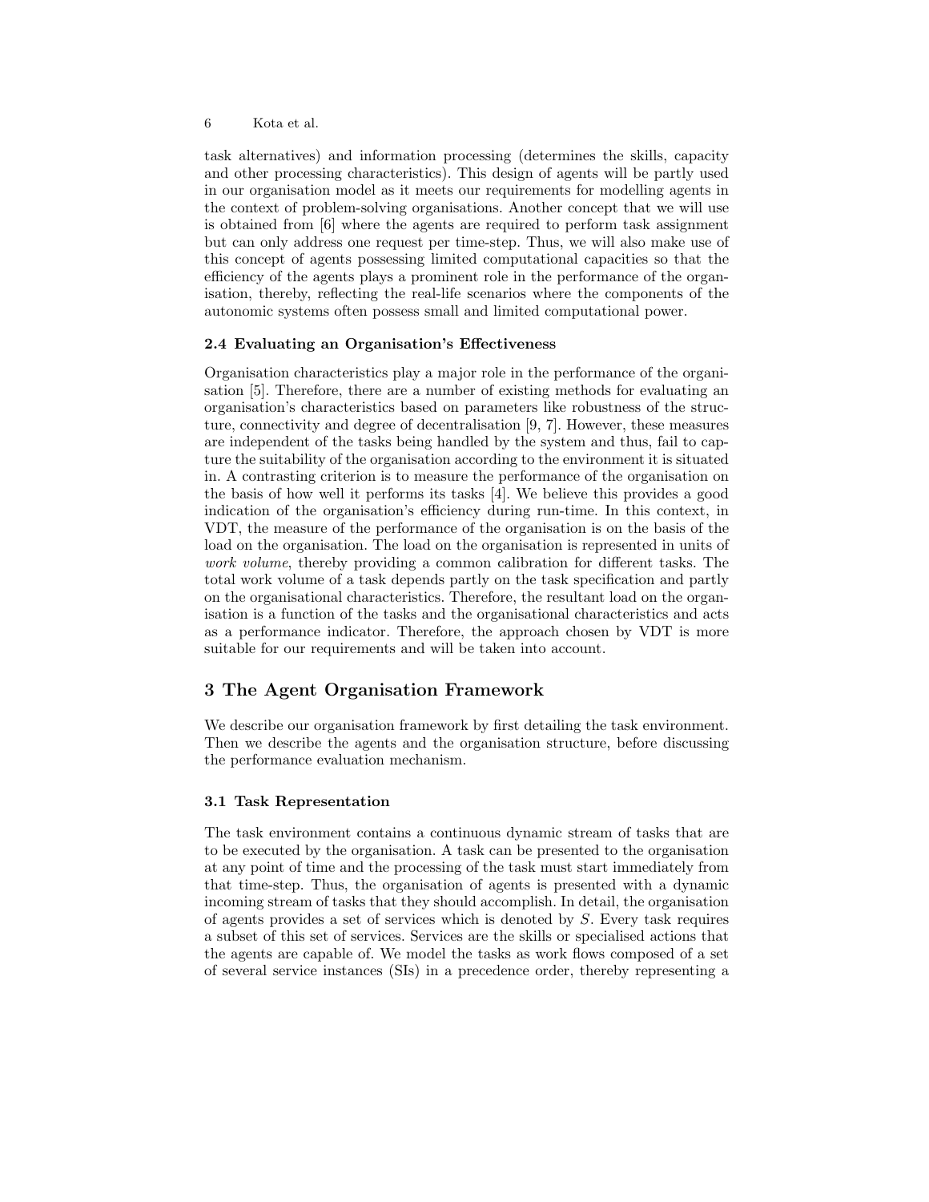task alternatives) and information processing (determines the skills, capacity and other processing characteristics). This design of agents will be partly used in our organisation model as it meets our requirements for modelling agents in the context of problem-solving organisations. Another concept that we will use is obtained from [6] where the agents are required to perform task assignment but can only address one request per time-step. Thus, we will also make use of this concept of agents possessing limited computational capacities so that the efficiency of the agents plays a prominent role in the performance of the organisation, thereby, reflecting the real-life scenarios where the components of the autonomic systems often possess small and limited computational power.

### 2.4 Evaluating an Organisation's Effectiveness

Organisation characteristics play a major role in the performance of the organisation [5]. Therefore, there are a number of existing methods for evaluating an organisation's characteristics based on parameters like robustness of the structure, connectivity and degree of decentralisation [9, 7]. However, these measures are independent of the tasks being handled by the system and thus, fail to capture the suitability of the organisation according to the environment it is situated in. A contrasting criterion is to measure the performance of the organisation on the basis of how well it performs its tasks [4]. We believe this provides a good indication of the organisation's efficiency during run-time. In this context, in VDT, the measure of the performance of the organisation is on the basis of the load on the organisation. The load on the organisation is represented in units of *work volume*, thereby providing a common calibration for different tasks. The total work volume of a task depends partly on the task specification and partly on the organisational characteristics. Therefore, the resultant load on the organisation is a function of the tasks and the organisational characteristics and acts as a performance indicator. Therefore, the approach chosen by VDT is more suitable for our requirements and will be taken into account.

## 3 The Agent Organisation Framework

We describe our organisation framework by first detailing the task environment. Then we describe the agents and the organisation structure, before discussing the performance evaluation mechanism.

### 3.1 Task Representation

The task environment contains a continuous dynamic stream of tasks that are to be executed by the organisation. A task can be presented to the organisation at any point of time and the processing of the task must start immediately from that time-step. Thus, the organisation of agents is presented with a dynamic incoming stream of tasks that they should accomplish. In detail, the organisation of agents provides a set of services which is denoted by $S$. Every task requires a subset of this set of services. Services are the skills or specialised actions that the agents are capable of. We model the tasks as work flows composed of a set of several service instances (SIs) in a precedence order, thereby representing a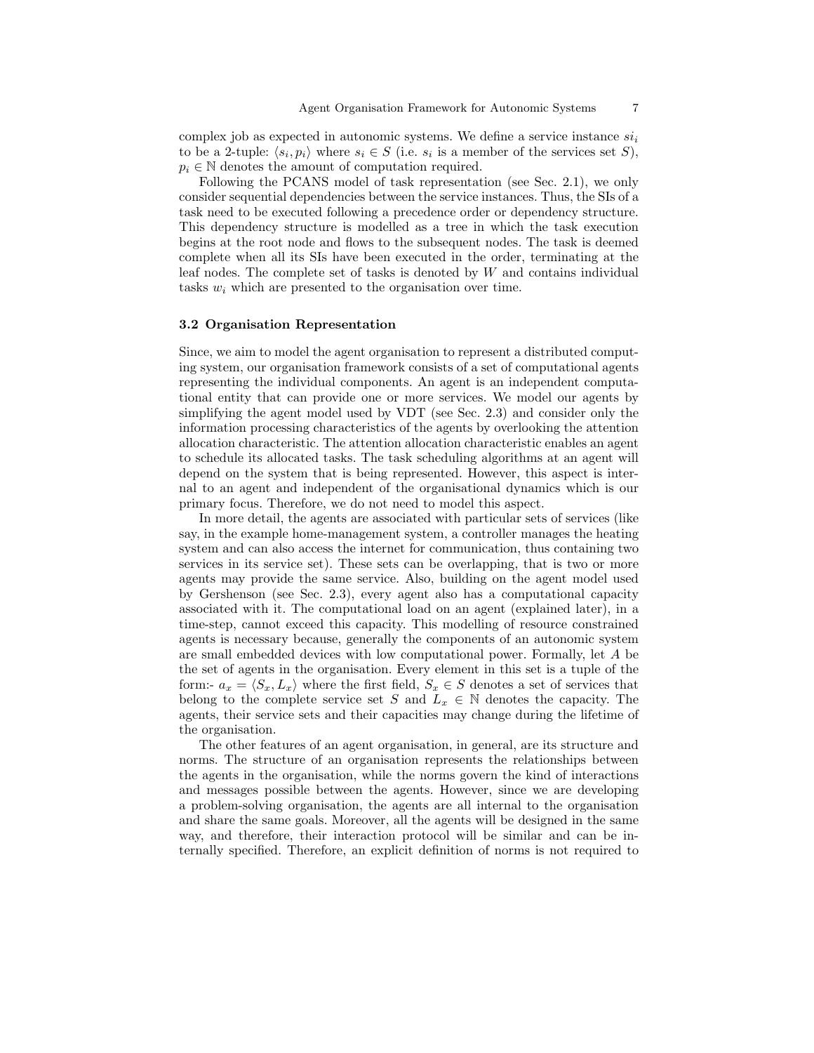complex job as expected in autonomic systems. We define a service instance $si_i$ to be a 2-tuple: $\langle s_i, p_i \rangle$ where $s_i \in S$ (i.e. $s_i$ is a member of the services set $S$), $p_i \in \mathbb{N}$ denotes the amount of computation required.

Following the PCANS model of task representation (see Sec. 2.1), we only consider sequential dependencies between the service instances. Thus, the SIs of a task need to be executed following a precedence order or dependency structure. This dependency structure is modelled as a tree in which the task execution begins at the root node and flows to the subsequent nodes. The task is deemed complete when all its SIs have been executed in the order, terminating at the leaf nodes. The complete set of tasks is denoted by $W$ and contains individual tasks $w_i$ which are presented to the organisation over time.

### 3.2 Organisation Representation

Since, we aim to model the agent organisation to represent a distributed computing system, our organisation framework consists of a set of computational agents representing the individual components. An agent is an independent computational entity that can provide one or more services. We model our agents by simplifying the agent model used by VDT (see Sec. 2.3) and consider only the information processing characteristics of the agents by overlooking the attention allocation characteristic. The attention allocation characteristic enables an agent to schedule its allocated tasks. The task scheduling algorithms at an agent will depend on the system that is being represented. However, this aspect is internal to an agent and independent of the organisational dynamics which is our primary focus. Therefore, we do not need to model this aspect.

In more detail, the agents are associated with particular sets of services (like say, in the example home-management system, a controller manages the heating system and can also access the internet for communication, thus containing two services in its service set). These sets can be overlapping, that is two or more agents may provide the same service. Also, building on the agent model used by Gershenson (see Sec. 2.3), every agent also has a computational capacity associated with it. The computational load on an agent (explained later), in a time-step, cannot exceed this capacity. This modelling of resource constrained agents is necessary because, generally the components of an autonomic system are small embedded devices with low computational power. Formally, let $A$ be the set of agents in the organisation. Every element in this set is a tuple of the form:- $a_x = \langle S_x, L_x \rangle$ where the first field, $S_x \in S$ denotes a set of services that belong to the complete service set $S$ and $L_x \in \mathbb{N}$ denotes the capacity. The agents, their service sets and their capacities may change during the lifetime of the organisation.

The other features of an agent organisation, in general, are its structure and norms. The structure of an organisation represents the relationships between the agents in the organisation, while the norms govern the kind of interactions and messages possible between the agents. However, since we are developing a problem-solving organisation, the agents are all internal to the organisation and share the same goals. Moreover, all the agents will be designed in the same way, and therefore, their interaction protocol will be similar and can be internally specified. Therefore, an explicit definition of norms is not required to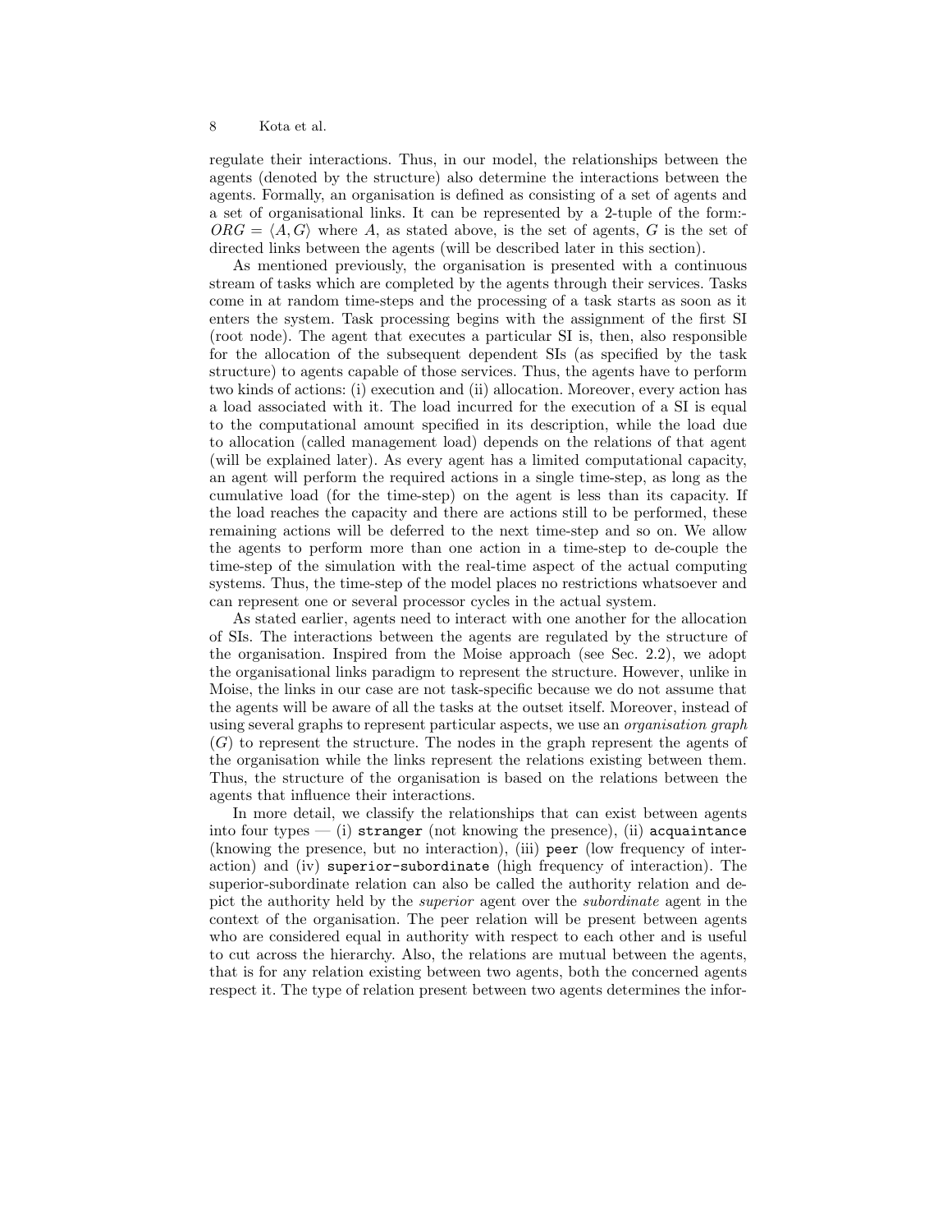regulate their interactions. Thus, in our model, the relationships between the agents (denoted by the structure) also determine the interactions between the agents. Formally, an organisation is defined as consisting of a set of agents and a set of organisational links. It can be represented by a 2-tuple of the form:- $ORG = \langle A, G \rangle$ where $A$, as stated above, is the set of agents, $G$ is the set of directed links between the agents (will be described later in this section).

As mentioned previously, the organisation is presented with a continuous stream of tasks which are completed by the agents through their services. Tasks come in at random time-steps and the processing of a task starts as soon as it enters the system. Task processing begins with the assignment of the first SI (root node). The agent that executes a particular SI is, then, also responsible for the allocation of the subsequent dependent SIs (as specified by the task structure) to agents capable of those services. Thus, the agents have to perform two kinds of actions: (i) execution and (ii) allocation. Moreover, every action has a load associated with it. The load incurred for the execution of a SI is equal to the computational amount specified in its description, while the load due to allocation (called management load) depends on the relations of that agent (will be explained later). As every agent has a limited computational capacity, an agent will perform the required actions in a single time-step, as long as the cumulative load (for the time-step) on the agent is less than its capacity. If the load reaches the capacity and there are actions still to be performed, these remaining actions will be deferred to the next time-step and so on. We allow the agents to perform more than one action in a time-step to de-couple the time-step of the simulation with the real-time aspect of the actual computing systems. Thus, the time-step of the model places no restrictions whatsoever and can represent one or several processor cycles in the actual system.

As stated earlier, agents need to interact with one another for the allocation of SIs. The interactions between the agents are regulated by the structure of the organisation. Inspired from the Moise approach (see Sec. 2.2), we adopt the organisational links paradigm to represent the structure. However, unlike in Moise, the links in our case are not task-specific because we do not assume that the agents will be aware of all the tasks at the outset itself. Moreover, instead of using several graphs to represent particular aspects, we use an *organisation graph* ($G$) to represent the structure. The nodes in the graph represent the agents of the organisation while the links represent the relations existing between them. Thus, the structure of the organisation is based on the relations between the agents that influence their interactions.

In more detail, we classify the relationships that can exist between agents into four types — (i) `stranger` (not knowing the presence), (ii) `acquaintance` (knowing the presence, but no interaction), (iii) `peer` (low frequency of interaction) and (iv) `superior-subordinate` (high frequency of interaction). The superior-subordinate relation can also be called the authority relation and depict the authority held by the *superior* agent over the *subordinate* agent in the context of the organisation. The peer relation will be present between agents who are considered equal in authority with respect to each other and is useful to cut across the hierarchy. Also, the relations are mutual between the agents, that is for any relation existing between two agents, both the concerned agents respect it. The type of relation present between two agents determines the infor-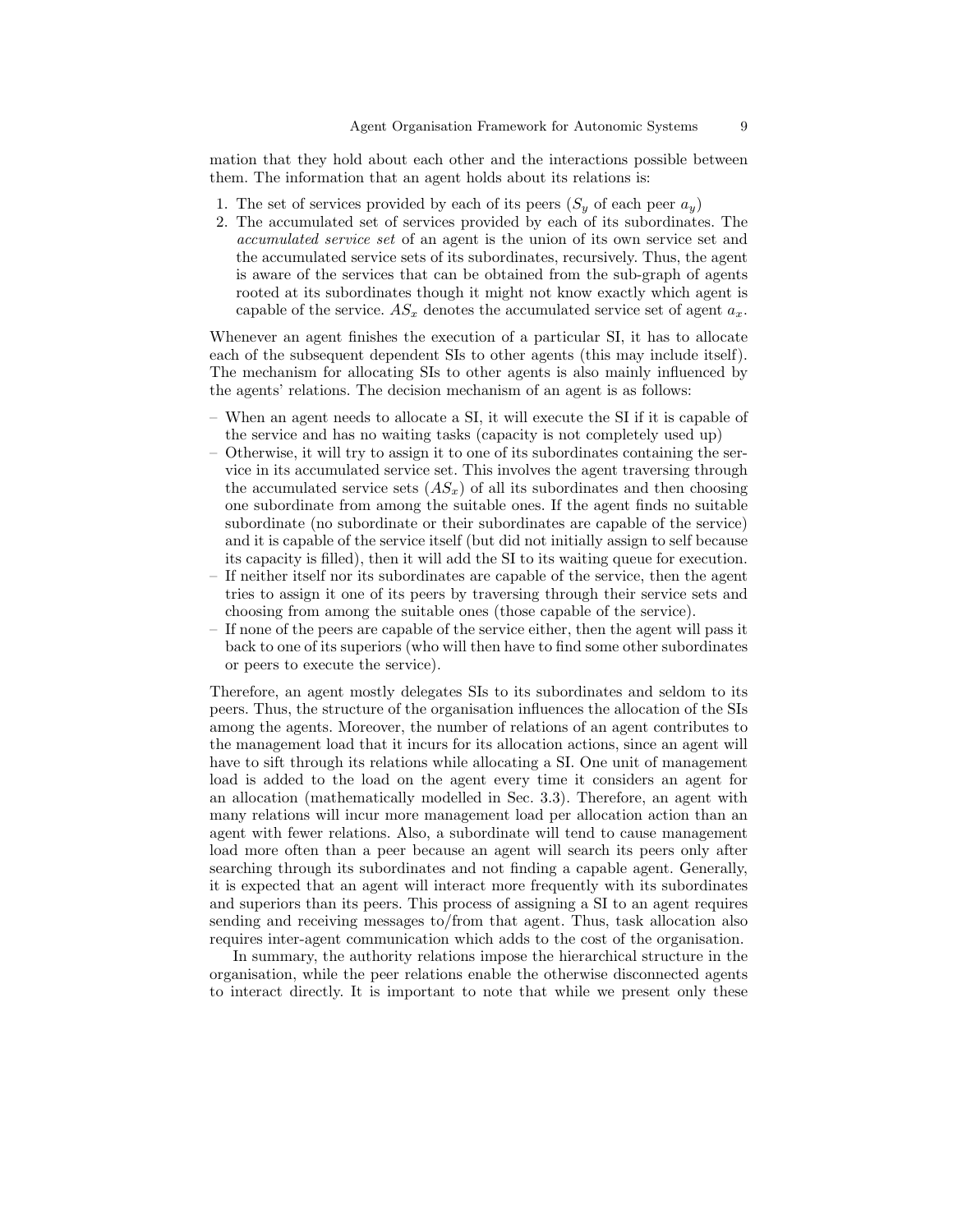mation that they hold about each other and the interactions possible between them. The information that an agent holds about its relations is:

1. The set of services provided by each of its peers ($S_y$ of each peer $a_y$)
2. The accumulated set of services provided by each of its subordinates. The *accumulated service set* of an agent is the union of its own service set and the accumulated service sets of its subordinates, recursively. Thus, the agent is aware of the services that can be obtained from the sub-graph of agents rooted at its subordinates though it might not know exactly which agent is capable of the service. $AS_x$ denotes the accumulated service set of agent $a_x$.

Whenever an agent finishes the execution of a particular SI, it has to allocate each of the subsequent dependent SIs to other agents (this may include itself). The mechanism for allocating SIs to other agents is also mainly influenced by the agents' relations. The decision mechanism of an agent is as follows:

– When an agent needs to allocate a SI, it will execute the SI if it is capable of the service and has no waiting tasks (capacity is not completely used up)
– Otherwise, it will try to assign it to one of its subordinates containing the service in its accumulated service set. This involves the agent traversing through the accumulated service sets ($AS_x$) of all its subordinates and then choosing one subordinate from among the suitable ones. If the agent finds no suitable subordinate (no subordinate or their subordinates are capable of the service) and it is capable of the service itself (but did not initially assign to self because its capacity is filled), then it will add the SI to its waiting queue for execution.
– If neither itself nor its subordinates are capable of the service, then the agent tries to assign it one of its peers by traversing through their service sets and choosing from among the suitable ones (those capable of the service).
– If none of the peers are capable of the service either, then the agent will pass it back to one of its superiors (who will then have to find some other subordinates or peers to execute the service).

Therefore, an agent mostly delegates SIs to its subordinates and seldom to its peers. Thus, the structure of the organisation influences the allocation of the SIs among the agents. Moreover, the number of relations of an agent contributes to the management load that it incurs for its allocation actions, since an agent will have to sift through its relations while allocating a SI. One unit of management load is added to the load on the agent every time it considers an agent for an allocation (mathematically modelled in Sec. 3.3). Therefore, an agent with many relations will incur more management load per allocation action than an agent with fewer relations. Also, a subordinate will tend to cause management load more often than a peer because an agent will search its peers only after searching through its subordinates and not finding a capable agent. Generally, it is expected that an agent will interact more frequently with its subordinates and superiors than its peers. This process of assigning a SI to an agent requires sending and receiving messages to/from that agent. Thus, task allocation also requires inter-agent communication which adds to the cost of the organisation.

In summary, the authority relations impose the hierarchical structure in the organisation, while the peer relations enable the otherwise disconnected agents to interact directly. It is important to note that while we present only these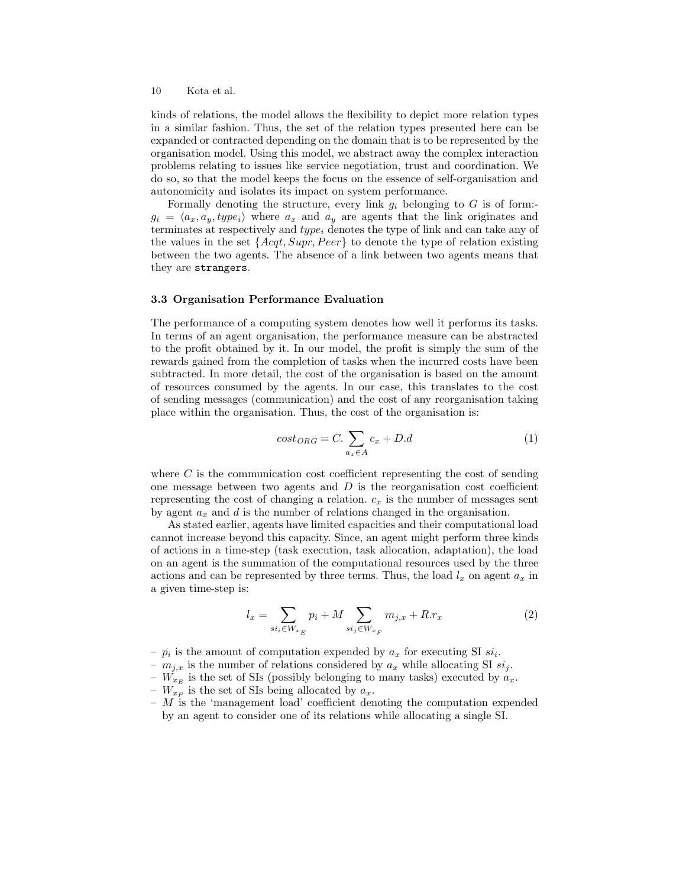kinds of relations, the model allows the flexibility to depict more relation types in a similar fashion. Thus, the set of the relation types presented here can be expanded or contracted depending on the domain that is to be represented by the organisation model. Using this model, we abstract away the complex interaction problems relating to issues like service negotiation, trust and coordination. We do so, so that the model keeps the focus on the essence of self-organisation and autonomicity and isolates its impact on system performance.

Formally denoting the structure, every link $g_i$ belonging to $G$ is of form:- $g_i = \langle a_x, a_y, type_i \rangle$ where $a_x$ and $a_y$ are agents that the link originates and terminates at respectively and $type_i$ denotes the type of link and can take any of the values in the set $\{Acqt, Supr, Peer\}$ to denote the type of relation existing between the two agents. The absence of a link between two agents means that they are `strangers`.

### 3.3 Organisation Performance Evaluation

The performance of a computing system denotes how well it performs its tasks. In terms of an agent organisation, the performance measure can be abstracted to the profit obtained by it. In our model, the profit is simply the sum of the rewards gained from the completion of tasks when the incurred costs have been subtracted. In more detail, the cost of the organisation is based on the amount of resources consumed by the agents. In our case, this translates to the cost of sending messages (communication) and the cost of any reorganisation taking place within the organisation. Thus, the cost of the organisation is:

$$cost_{ORG} = C.\sum_{a_x \in A} c_x + D.d \tag{1}$$

where $C$ is the communication cost coefficient representing the cost of sending one message between two agents and $D$ is the reorganisation cost coefficient representing the cost of changing a relation. $c_x$ is the number of messages sent by agent $a_x$ and $d$ is the number of relations changed in the organisation.

As stated earlier, agents have limited capacities and their computational load cannot increase beyond this capacity. Since, an agent might perform three kinds of actions in a time-step (task execution, task allocation, adaptation), the load on an agent is the summation of the computational resources used by the three actions and can be represented by three terms. Thus, the load $l_x$ on agent $a_x$ in a given time-step is:

$$l_x = \sum_{si_i \in W_{x_E}} p_i + M \sum_{si_j \in W_{x_F}} m_{j,x} + R.r_x \tag{2}$$

- $p_i$ is the amount of computation expended by $a_x$ for executing SI $si_i$.
- $m_{j,x}$ is the number of relations considered by $a_x$ while allocating SI $si_j$.
- $W_{x_E}$ is the set of SIs (possibly belonging to many tasks) executed by $a_x$.
- $W_{x_F}$ is the set of SIs being allocated by $a_x$.
- $M$ is the 'management load' coefficient denoting the computation expended by an agent to consider one of its relations while allocating a single SI.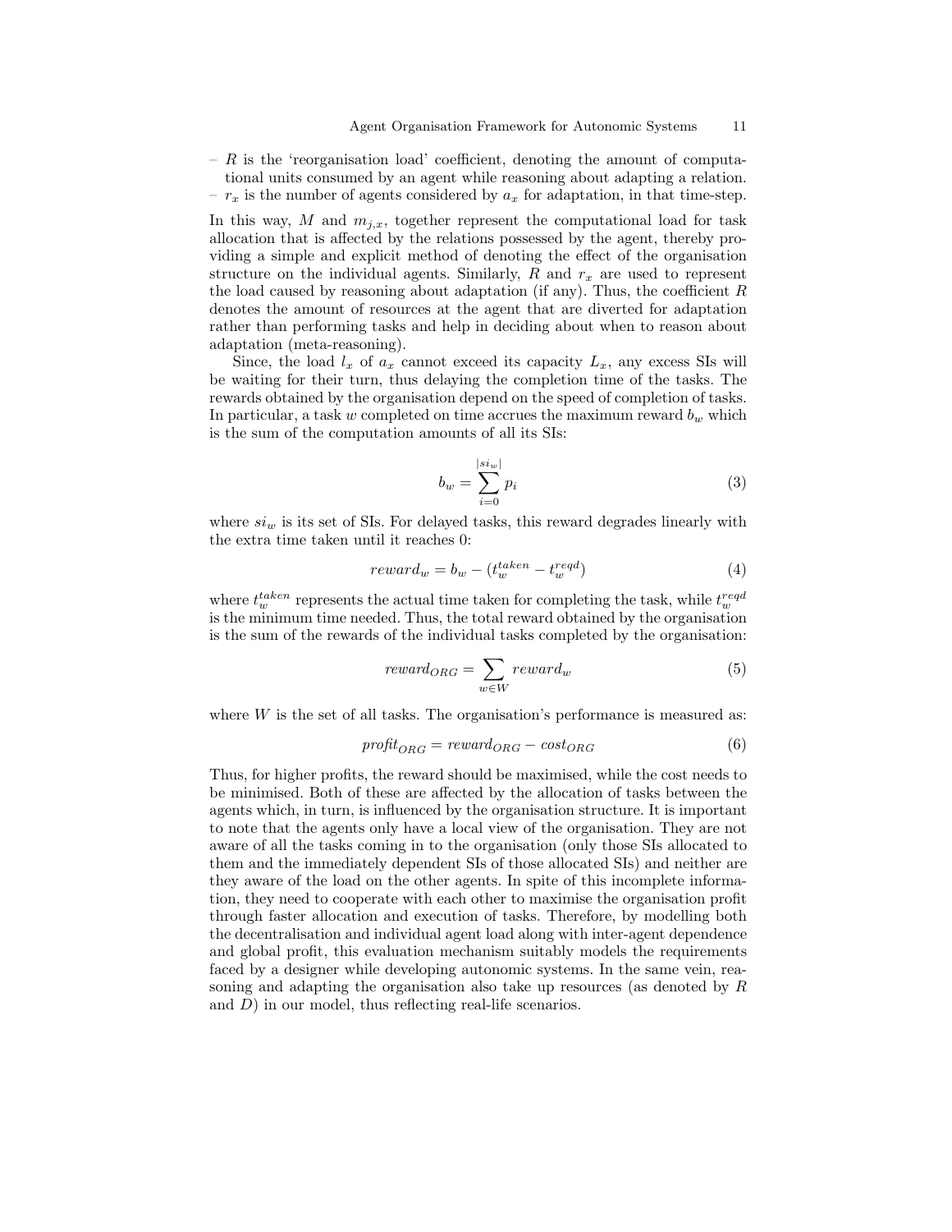- $R$ is the 'reorganisation load' coefficient, denoting the amount of computational units consumed by an agent while reasoning about adapting a relation.
- $r_x$ is the number of agents considered by $a_x$ for adaptation, in that time-step.

In this way, $M$ and $m_{j,x}$, together represent the computational load for task allocation that is affected by the relations possessed by the agent, thereby providing a simple and explicit method of denoting the effect of the organisation structure on the individual agents. Similarly, $R$ and $r_x$ are used to represent the load caused by reasoning about adaptation (if any). Thus, the coefficient $R$ denotes the amount of resources at the agent that are diverted for adaptation rather than performing tasks and help in deciding about when to reason about adaptation (meta-reasoning).

Since, the load $l_x$ of $a_x$ cannot exceed its capacity $L_x$, any excess SIs will be waiting for their turn, thus delaying the completion time of the tasks. The rewards obtained by the organisation depend on the speed of completion of tasks. In particular, a task $w$ completed on time accrues the maximum reward $b_w$ which is the sum of the computation amounts of all its SIs:

$$b_w = \sum_{i=0}^{|si_w|} p_i \tag{3}$$

where $si_w$ is its set of SIs. For delayed tasks, this reward degrades linearly with the extra time taken until it reaches 0:

$$reward_w = b_w - (t_w^{taken} - t_w^{reqd}) \tag{4}$$

where $t_w^{taken}$ represents the actual time taken for completing the task, while $t_w^{reqd}$ is the minimum time needed. Thus, the total reward obtained by the organisation is the sum of the rewards of the individual tasks completed by the organisation:

$$reward_{ORG} = \sum_{w \in W} reward_w \tag{5}$$

where $W$ is the set of all tasks. The organisation's performance is measured as:

$$profit_{ORG} = reward_{ORG} - cost_{ORG} \tag{6}$$

Thus, for higher profits, the reward should be maximised, while the cost needs to be minimised. Both of these are affected by the allocation of tasks between the agents which, in turn, is influenced by the organisation structure. It is important to note that the agents only have a local view of the organisation. They are not aware of all the tasks coming in to the organisation (only those SIs allocated to them and the immediately dependent SIs of those allocated SIs) and neither are they aware of the load on the other agents. In spite of this incomplete information, they need to cooperate with each other to maximise the organisation profit through faster allocation and execution of tasks. Therefore, by modelling both the decentralisation and individual agent load along with inter-agent dependence and global profit, this evaluation mechanism suitably models the requirements faced by a designer while developing autonomic systems. In the same vein, reasoning and adapting the organisation also take up resources (as denoted by $R$ and $D$) in our model, thus reflecting real-life scenarios.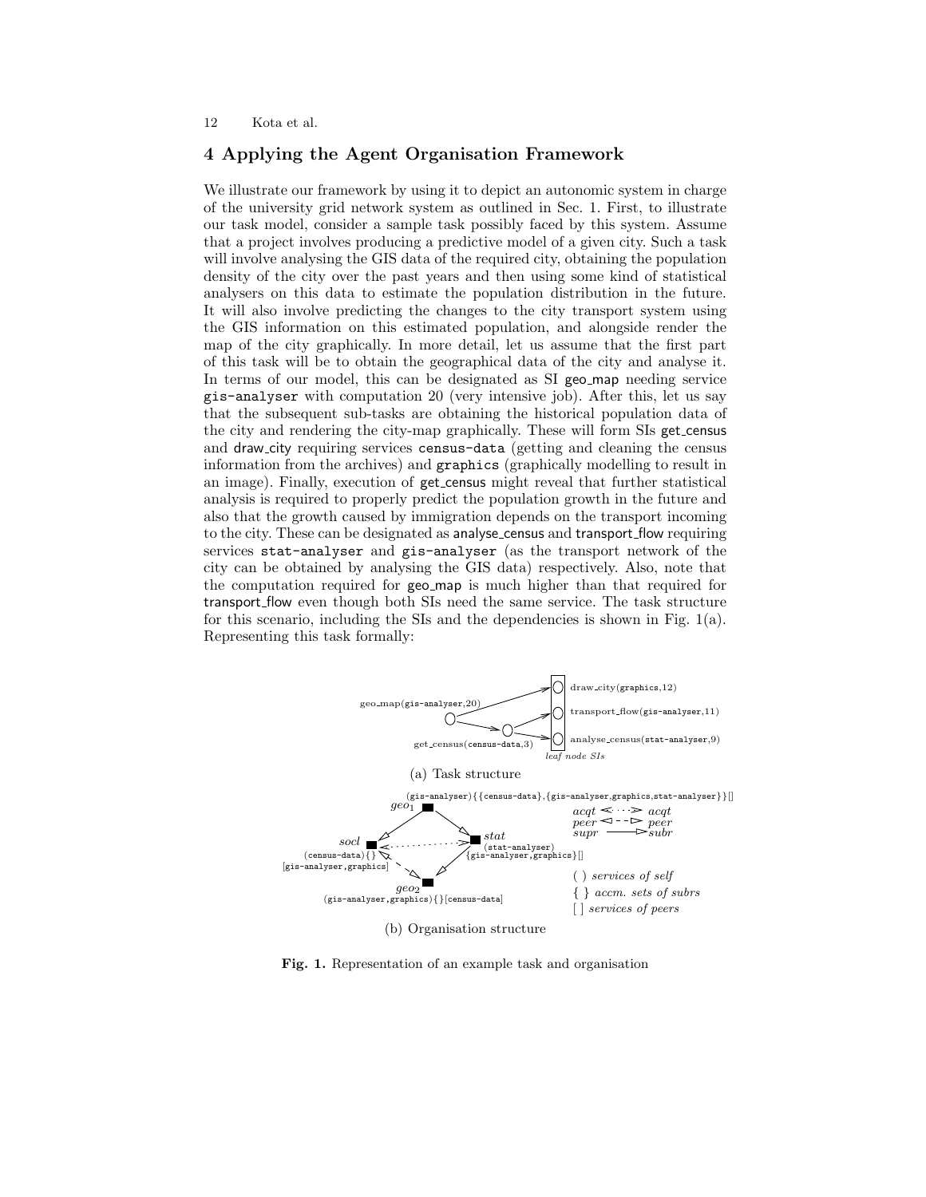## 4 Applying the Agent Organisation Framework

We illustrate our framework by using it to depict an autonomic system in charge of the university grid network system as outlined in Sec. 1. First, to illustrate our task model, consider a sample task possibly faced by this system. Assume that a project involves producing a predictive model of a given city. Such a task will involve analysing the GIS data of the required city, obtaining the population density of the city over the past years and then using some kind of statistical analysers on this data to estimate the population distribution in the future. It will also involve predicting the changes to the city transport system using the GIS information on this estimated population, and alongside render the map of the city graphically. In more detail, let us assume that the first part of this task will be to obtain the geographical data of the city and analyse it. In terms of our model, this can be designated as SI geo_map needing service `gis-analyser` with computation 20 (very intensive job). After this, let us say that the subsequent sub-tasks are obtaining the historical population data of the city and rendering the city-map graphically. These will form SIs get_census and draw_city requiring services `census-data` (getting and cleaning the census information from the archives) and `graphics` (graphically modelling to result in an image). Finally, execution of get_census might reveal that further statistical analysis is required to properly predict the population growth in the future and also that the growth caused by immigration depends on the transport incoming to the city. These can be designated as analyse_census and transport_flow requiring services `stat-analyser` and `gis-analyser` (as the transport network of the city can be obtained by analysing the GIS data) respectively. Also, note that the computation required for geo_map is much higher than that required for transport_flow even though both SIs need the same service. The task structure for this scenario, including the SIs and the dependencies is shown in Fig. 1(a). Representing this task formally:

geo_map(gis-analyser,20) — get_census(census-data,3) — draw_city(graphics,12), transport_flow(gis-analyser,11), analyse_census(stat-analyser,9) — *leaf node SIs*

(a) Task structure

$geo_1$ (gis-analyser){{census-data},{gis-analyser,graphics,stat-analyser}}[]
$socl$ (census-data){}[gis-analyser,graphics]
$stat$ (stat-analyser){gis-analyser,graphics}[]
$geo_2$ (gis-analyser,graphics){}[census-data]

*acqt* ↔ *acqt*; *peer* ↔ *peer*; *supr* → *subr*
( ) *services of self*; { } *accm. sets of subrs*; [ ] *services of peers*

(b) Organisation structure

**Fig. 1.** Representation of an example task and organisation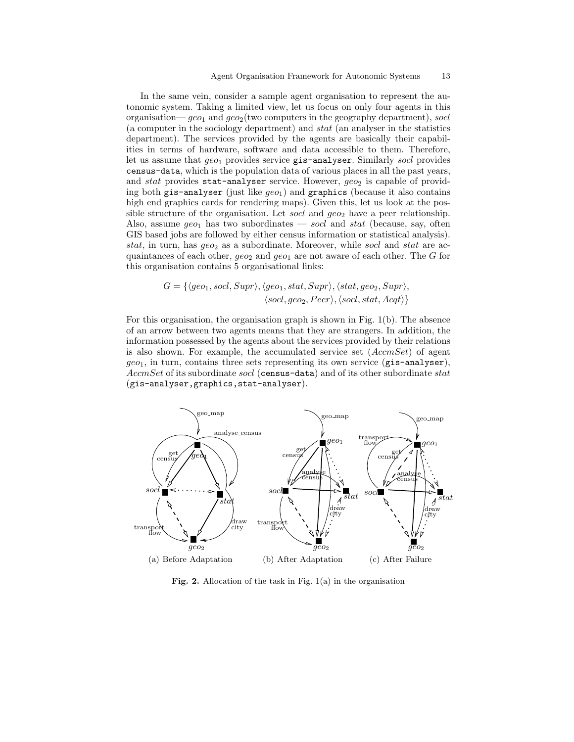In the same vein, consider a sample agent organisation to represent the autonomic system. Taking a limited view, let us focus on only four agents in this organisation— $geo_1$ and $geo_2$(two computers in the geography department), *socl* (a computer in the sociology department) and *stat* (an analyser in the statistics department). The services provided by the agents are basically their capabilities in terms of hardware, software and data accessible to them. Therefore, let us assume that $geo_1$ provides service `gis-analyser`. Similarly *socl* provides `census-data`, which is the population data of various places in all the past years, and *stat* provides `stat-analyser` service. However, $geo_2$ is capable of providing both `gis-analyser` (just like $geo_1$) and `graphics` (because it also contains high end graphics cards for rendering maps). Given this, let us look at the possible structure of the organisation. Let *socl* and $geo_2$ have a peer relationship. Also, assume $geo_1$ has two subordinates — *socl* and *stat* (because, say, often GIS based jobs are followed by either census information or statistical analysis). *stat*, in turn, has $geo_2$ as a subordinate. Moreover, while *socl* and *stat* are acquaintances of each other, $geo_2$ and $geo_1$ are not aware of each other. The $G$ for this organisation contains 5 organisational links:

$$G = \{\langle geo_1, socl, Supr\rangle, \langle geo_1, stat, Supr\rangle, \langle stat, geo_2, Supr\rangle, \langle socl, geo_2, Peer\rangle, \langle socl, stat, Acqt\rangle\}$$

For this organisation, the organisation graph is shown in Fig. 1(b). The absence of an arrow between two agents means that they are strangers. In addition, the information possessed by the agents about the services provided by their relations is also shown. For example, the accumulated service set (*AccmSet*) of agent $geo_1$, in turn, contains three sets representing its own service (`gis-analyser`), *AccmSet* of its subordinate *socl* (`census-data`) and of its other subordinate *stat* (`gis-analyser,graphics,stat-analyser`).

(a) Before Adaptation (b) After Adaptation (c) After Failure

**Fig. 2.** Allocation of the task in Fig. 1(a) in the organisation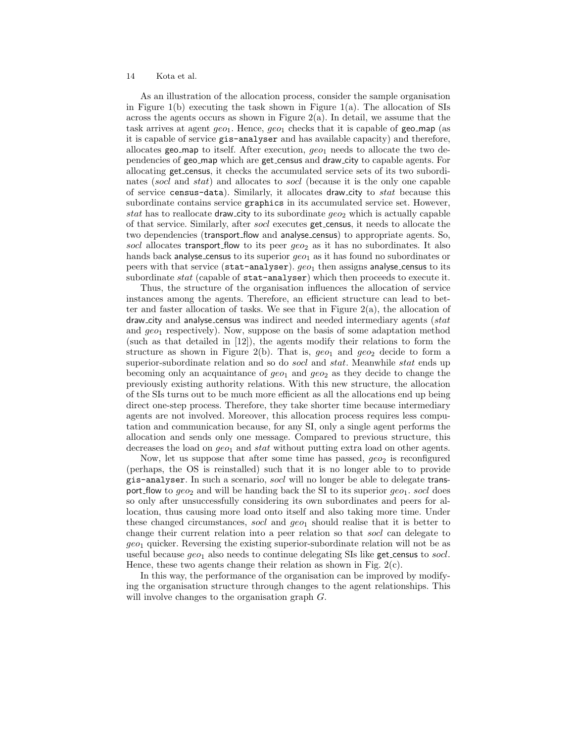As an illustration of the allocation process, consider the sample organisation in Figure 1(b) executing the task shown in Figure 1(a). The allocation of SIs across the agents occurs as shown in Figure 2(a). In detail, we assume that the task arrives at agent $geo_1$. Hence, $geo_1$ checks that it is capable of geo_map (as it is capable of service `gis-analyser` and has available capacity) and therefore, allocates geo_map to itself. After execution, $geo_1$ needs to allocate the two dependencies of geo_map which are get_census and draw_city to capable agents. For allocating get_census, it checks the accumulated service sets of its two subordinates (*socl* and *stat*) and allocates to *socl* (because it is the only one capable of service `census-data`). Similarly, it allocates draw_city to *stat* because this subordinate contains service `graphics` in its accumulated service set. However, *stat* has to reallocate draw_city to its subordinate $geo_2$ which is actually capable of that service. Similarly, after *socl* executes get_census, it needs to allocate the two dependencies (transport_flow and analyse_census) to appropriate agents. So, *socl* allocates transport_flow to its peer $geo_2$ as it has no subordinates. It also hands back analyse_census to its superior $geo_1$ as it has found no subordinates or peers with that service (`stat-analyser`). $geo_1$ then assigns analyse_census to its subordinate *stat* (capable of `stat-analyser`) which then proceeds to execute it.

Thus, the structure of the organisation influences the allocation of service instances among the agents. Therefore, an efficient structure can lead to better and faster allocation of tasks. We see that in Figure 2(a), the allocation of draw_city and analyse_census was indirect and needed intermediary agents (*stat* and $geo_1$ respectively). Now, suppose on the basis of some adaptation method (such as that detailed in [12]), the agents modify their relations to form the structure as shown in Figure 2(b). That is, $geo_1$ and $geo_2$ decide to form a superior-subordinate relation and so do *socl* and *stat*. Meanwhile *stat* ends up becoming only an acquaintance of $geo_1$ and $geo_2$ as they decide to change the previously existing authority relations. With this new structure, the allocation of the SIs turns out to be much more efficient as all the allocations end up being direct one-step process. Therefore, they take shorter time because intermediary agents are not involved. Moreover, this allocation process requires less computation and communication because, for any SI, only a single agent performs the allocation and sends only one message. Compared to previous structure, this decreases the load on $geo_1$ and *stat* without putting extra load on other agents.

Now, let us suppose that after some time has passed, $geo_2$ is reconfigured (perhaps, the OS is reinstalled) such that it is no longer able to to provide `gis-analyser`. In such a scenario, *socl* will no longer be able to delegate transport_flow to $geo_2$ and will be handing back the SI to its superior $geo_1$. *socl* does so only after unsuccessfully considering its own subordinates and peers for allocation, thus causing more load onto itself and also taking more time. Under these changed circumstances, *socl* and $geo_1$ should realise that it is better to change their current relation into a peer relation so that *socl* can delegate to $geo_1$ quicker. Reversing the existing superior-subordinate relation will not be as useful because $geo_1$ also needs to continue delegating SIs like get_census to *socl*. Hence, these two agents change their relation as shown in Fig. 2(c).

In this way, the performance of the organisation can be improved by modifying the organisation structure through changes to the agent relationships. This will involve changes to the organisation graph $G$.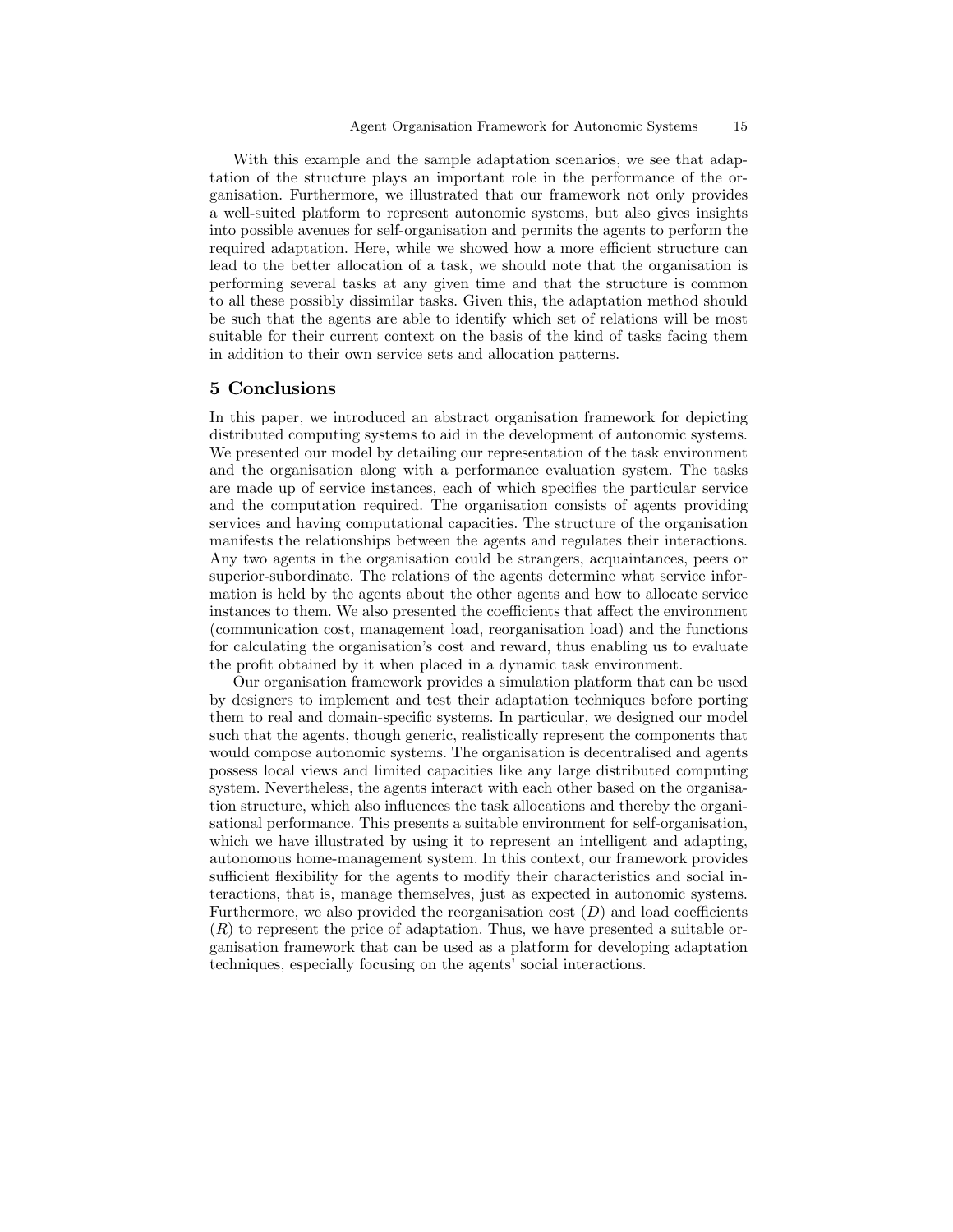With this example and the sample adaptation scenarios, we see that adaptation of the structure plays an important role in the performance of the organisation. Furthermore, we illustrated that our framework not only provides a well-suited platform to represent autonomic systems, but also gives insights into possible avenues for self-organisation and permits the agents to perform the required adaptation. Here, while we showed how a more efficient structure can lead to the better allocation of a task, we should note that the organisation is performing several tasks at any given time and that the structure is common to all these possibly dissimilar tasks. Given this, the adaptation method should be such that the agents are able to identify which set of relations will be most suitable for their current context on the basis of the kind of tasks facing them in addition to their own service sets and allocation patterns.

## 5 Conclusions

In this paper, we introduced an abstract organisation framework for depicting distributed computing systems to aid in the development of autonomic systems. We presented our model by detailing our representation of the task environment and the organisation along with a performance evaluation system. The tasks are made up of service instances, each of which specifies the particular service and the computation required. The organisation consists of agents providing services and having computational capacities. The structure of the organisation manifests the relationships between the agents and regulates their interactions. Any two agents in the organisation could be strangers, acquaintances, peers or superior-subordinate. The relations of the agents determine what service information is held by the agents about the other agents and how to allocate service instances to them. We also presented the coefficients that affect the environment (communication cost, management load, reorganisation load) and the functions for calculating the organisation's cost and reward, thus enabling us to evaluate the profit obtained by it when placed in a dynamic task environment.

Our organisation framework provides a simulation platform that can be used by designers to implement and test their adaptation techniques before porting them to real and domain-specific systems. In particular, we designed our model such that the agents, though generic, realistically represent the components that would compose autonomic systems. The organisation is decentralised and agents possess local views and limited capacities like any large distributed computing system. Nevertheless, the agents interact with each other based on the organisation structure, which also influences the task allocations and thereby the organisational performance. This presents a suitable environment for self-organisation, which we have illustrated by using it to represent an intelligent and adapting, autonomous home-management system. In this context, our framework provides sufficient flexibility for the agents to modify their characteristics and social interactions, that is, manage themselves, just as expected in autonomic systems. Furthermore, we also provided the reorganisation cost ($D$) and load coefficients ($R$) to represent the price of adaptation. Thus, we have presented a suitable organisation framework that can be used as a platform for developing adaptation techniques, especially focusing on the agents' social interactions.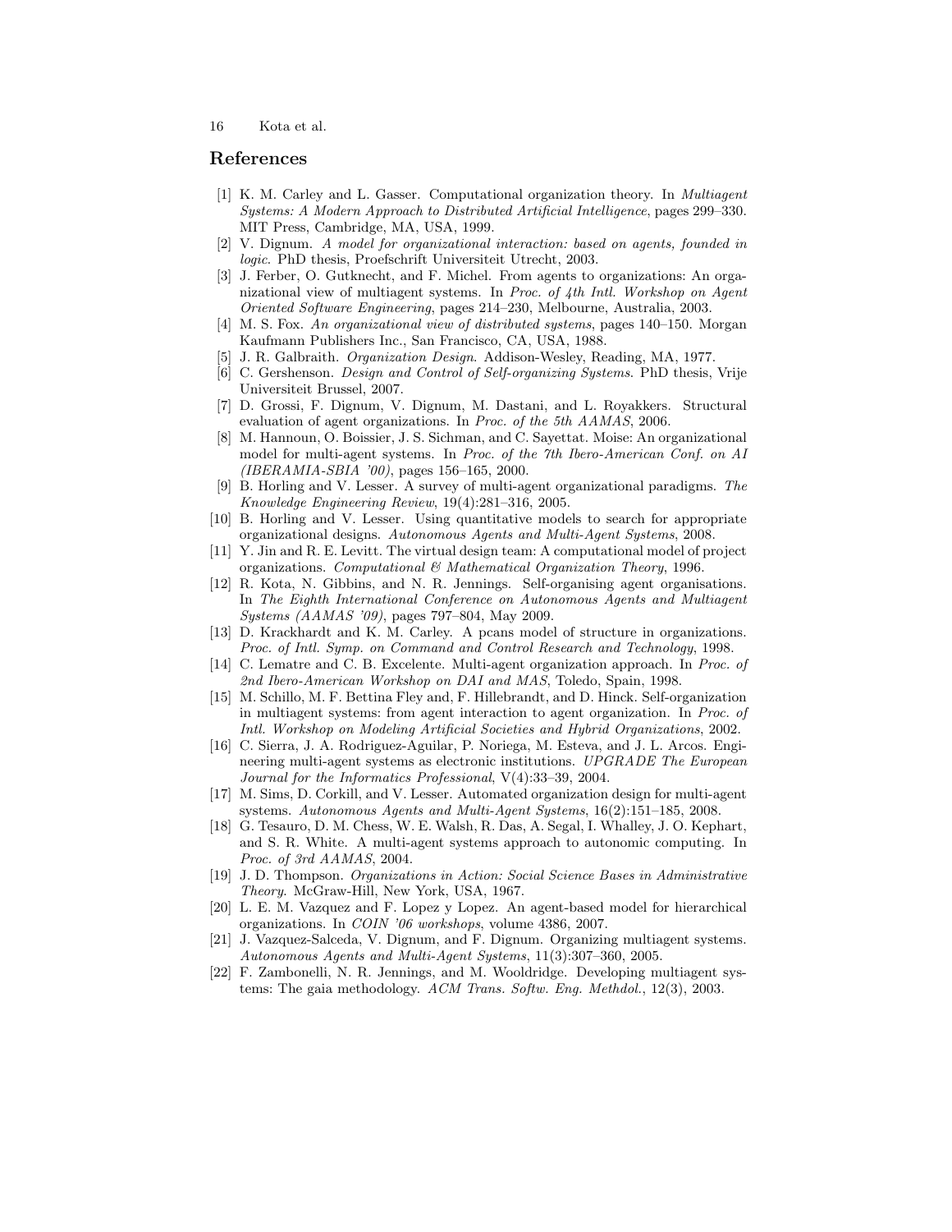## References

[1] K. M. Carley and L. Gasser. Computational organization theory. In *Multiagent Systems: A Modern Approach to Distributed Artificial Intelligence*, pages 299–330. MIT Press, Cambridge, MA, USA, 1999.

[2] V. Dignum. *A model for organizational interaction: based on agents, founded in logic*. PhD thesis, Proefschrift Universiteit Utrecht, 2003.

[3] J. Ferber, O. Gutknecht, and F. Michel. From agents to organizations: An organizational view of multiagent systems. In *Proc. of 4th Intl. Workshop on Agent Oriented Software Engineering*, pages 214–230, Melbourne, Australia, 2003.

[4] M. S. Fox. *An organizational view of distributed systems*, pages 140–150. Morgan Kaufmann Publishers Inc., San Francisco, CA, USA, 1988.

[5] J. R. Galbraith. *Organization Design*. Addison-Wesley, Reading, MA, 1977.

[6] C. Gershenson. *Design and Control of Self-organizing Systems*. PhD thesis, Vrije Universiteit Brussel, 2007.

[7] D. Grossi, F. Dignum, V. Dignum, M. Dastani, and L. Royakkers. Structural evaluation of agent organizations. In *Proc. of the 5th AAMAS*, 2006.

[8] M. Hannoun, O. Boissier, J. S. Sichman, and C. Sayettat. Moise: An organizational model for multi-agent systems. In *Proc. of the 7th Ibero-American Conf. on AI (IBERAMIA-SBIA '00)*, pages 156–165, 2000.

[9] B. Horling and V. Lesser. A survey of multi-agent organizational paradigms. *The Knowledge Engineering Review*, 19(4):281–316, 2005.

[10] B. Horling and V. Lesser. Using quantitative models to search for appropriate organizational designs. *Autonomous Agents and Multi-Agent Systems*, 2008.

[11] Y. Jin and R. E. Levitt. The virtual design team: A computational model of project organizations. *Computational & Mathematical Organization Theory*, 1996.

[12] R. Kota, N. Gibbins, and N. R. Jennings. Self-organising agent organisations. In *The Eighth International Conference on Autonomous Agents and Multiagent Systems (AAMAS '09)*, pages 797–804, May 2009.

[13] D. Krackhardt and K. M. Carley. A pcans model of structure in organizations. *Proc. of Intl. Symp. on Command and Control Research and Technology*, 1998.

[14] C. Lematre and C. B. Excelente. Multi-agent organization approach. In *Proc. of 2nd Ibero-American Workshop on DAI and MAS*, Toledo, Spain, 1998.

[15] M. Schillo, M. F. Bettina Fley and, F. Hillebrandt, and D. Hinck. Self-organization in multiagent systems: from agent interaction to agent organization. In *Proc. of Intl. Workshop on Modeling Artificial Societies and Hybrid Organizations*, 2002.

[16] C. Sierra, J. A. Rodriguez-Aguilar, P. Noriega, M. Esteva, and J. L. Arcos. Engineering multi-agent systems as electronic institutions. *UPGRADE The European Journal for the Informatics Professional*, V(4):33–39, 2004.

[17] M. Sims, D. Corkill, and V. Lesser. Automated organization design for multi-agent systems. *Autonomous Agents and Multi-Agent Systems*, 16(2):151–185, 2008.

[18] G. Tesauro, D. M. Chess, W. E. Walsh, R. Das, A. Segal, I. Whalley, J. O. Kephart, and S. R. White. A multi-agent systems approach to autonomic computing. In *Proc. of 3rd AAMAS*, 2004.

[19] J. D. Thompson. *Organizations in Action: Social Science Bases in Administrative Theory*. McGraw-Hill, New York, USA, 1967.

[20] L. E. M. Vazquez and F. Lopez y Lopez. An agent-based model for hierarchical organizations. In *COIN '06 workshops*, volume 4386, 2007.

[21] J. Vazquez-Salceda, V. Dignum, and F. Dignum. Organizing multiagent systems. *Autonomous Agents and Multi-Agent Systems*, 11(3):307–360, 2005.

[22] F. Zambonelli, N. R. Jennings, and M. Wooldridge. Developing multiagent systems: The gaia methodology. *ACM Trans. Softw. Eng. Methdol.*, 12(3), 2003.